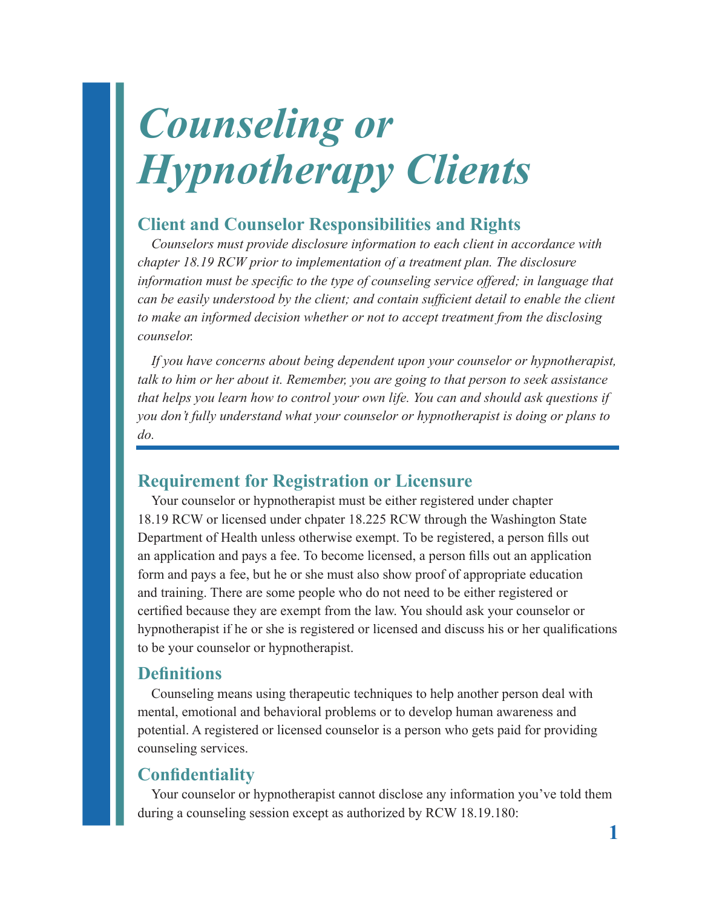# *Counseling or Hypnotherapy Clients*

## Client and Counselor Responsibilities and Rights

*Counselors must provide disclosure information to each client in accordance with chapter 18.19 RCW prior to implementation of a treatment plan. The disclosure information must be specific to the type of counseling service offered; in language that can be easily understood by the client; and contain sufficient detail to enable the client to make an informed decision whether or not to accept treatment from the disclosing counselor.*

*If you have concerns about being dependent upon your counselor or hypnotherapist, talk to him or her about it. Remember, you are going to that person to seek assistance that helps you learn how to control your own life. You can and should ask questions if you don't fully understand what your counselor or hypnotherapist is doing or plans to do.*

## Requirement for Registration or Licensure

Your counselor or hypnotherapist must be either registered under chapter 18.19 RCW or licensed under chpater 18.225 RCW through the Washington State Department of Health unless otherwise exempt. To be registered, a person fills out an application and pays a fee. To become licensed, a person fills out an application form and pays a fee, but he or she must also show proof of appropriate education and training. There are some people who do not need to be either registered or certified because they are exempt from the law. You should ask your counselor or hypnotherapist if he or she is registered or licensed and discuss his or her qualifications to be your counselor or hypnotherapist.

## Definitions

Counseling means using therapeutic techniques to help another person deal with mental, emotional and behavioral problems or to develop human awareness and potential. A registered or licensed counselor is a person who gets paid for providing counseling services.

## Confidentiality

Your counselor or hypnotherapist cannot disclose any information you've told them during a counseling session except as authorized by RCW 18.19.180: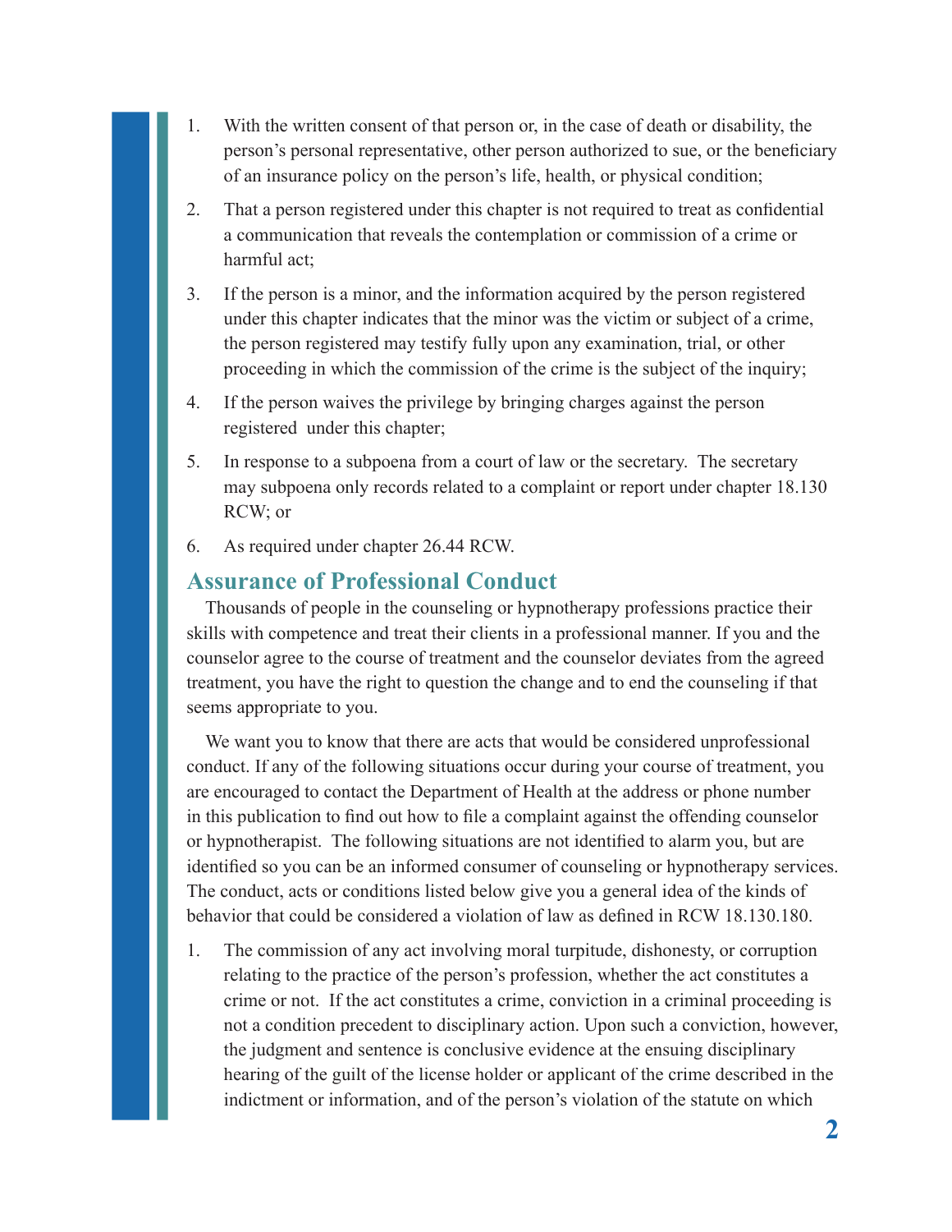1. With the written consent of that person or, in the case of death or disability, the person's personal representative, other person authorized to sue, or the beneficiary of an insurance policy on the person's life, health, or physical condition;
2. That a person registered under this chapter is not required to treat as confidential a communication that reveals the contemplation or commission of a crime or harmful act;
3. If the person is a minor, and the information acquired by the person registered under this chapter indicates that the minor was the victim or subject of a crime, the person registered may testify fully upon any examination, trial, or other proceeding in which the commission of the crime is the subject of the inquiry;
4. If the person waives the privilege by bringing charges against the person registered under this chapter;
5. In response to a subpoena from a court of law or the secretary. The secretary may subpoena only records related to a complaint or report under chapter 18.130 RCW; or
6. As required under chapter 26.44 RCW.

## Assurance of Professional Conduct

Thousands of people in the counseling or hypnotherapy professions practice their skills with competence and treat their clients in a professional manner. If you and the counselor agree to the course of treatment and the counselor deviates from the agreed treatment, you have the right to question the change and to end the counseling if that seems appropriate to you.

We want you to know that there are acts that would be considered unprofessional conduct. If any of the following situations occur during your course of treatment, you are encouraged to contact the Department of Health at the address or phone number in this publication to find out how to file a complaint against the offending counselor or hypnotherapist. The following situations are not identified to alarm you, but are identified so you can be an informed consumer of counseling or hypnotherapy services. The conduct, acts or conditions listed below give you a general idea of the kinds of behavior that could be considered a violation of law as defined in RCW 18.130.180.

1. The commission of any act involving moral turpitude, dishonesty, or corruption relating to the practice of the person's profession, whether the act constitutes a crime or not. If the act constitutes a crime, conviction in a criminal proceeding is not a condition precedent to disciplinary action. Upon such a conviction, however, the judgment and sentence is conclusive evidence at the ensuing disciplinary hearing of the guilt of the license holder or applicant of the crime described in the indictment or information, and of the person's violation of the statute on which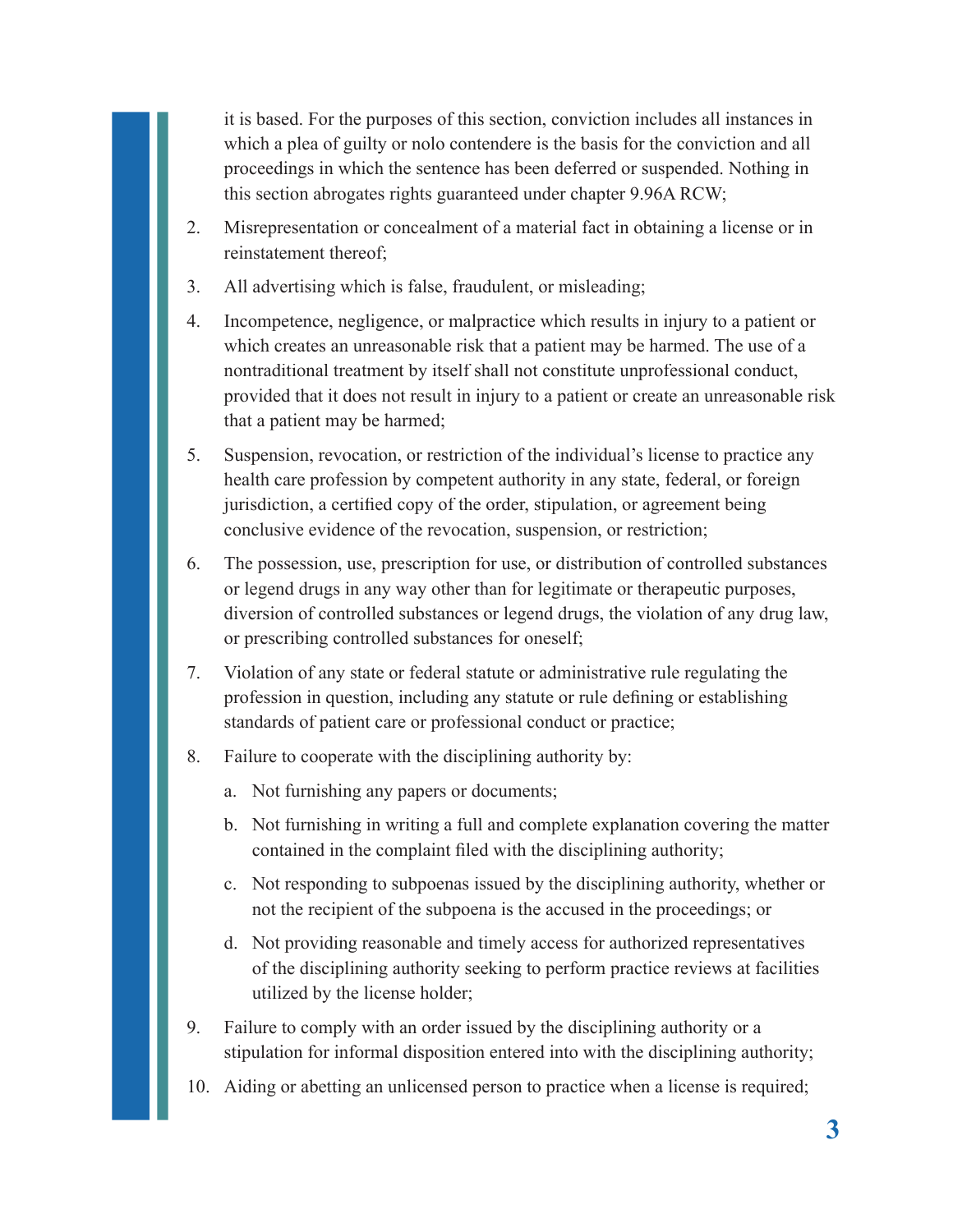it is based. For the purposes of this section, conviction includes all instances in which a plea of guilty or nolo contendere is the basis for the conviction and all proceedings in which the sentence has been deferred or suspended. Nothing in this section abrogates rights guaranteed under chapter 9.96A RCW;

2. Misrepresentation or concealment of a material fact in obtaining a license or in reinstatement thereof;
3. All advertising which is false, fraudulent, or misleading;
4. Incompetence, negligence, or malpractice which results in injury to a patient or which creates an unreasonable risk that a patient may be harmed. The use of a nontraditional treatment by itself shall not constitute unprofessional conduct, provided that it does not result in injury to a patient or create an unreasonable risk that a patient may be harmed;
5. Suspension, revocation, or restriction of the individual's license to practice any health care profession by competent authority in any state, federal, or foreign jurisdiction, a certified copy of the order, stipulation, or agreement being conclusive evidence of the revocation, suspension, or restriction;
6. The possession, use, prescription for use, or distribution of controlled substances or legend drugs in any way other than for legitimate or therapeutic purposes, diversion of controlled substances or legend drugs, the violation of any drug law, or prescribing controlled substances for oneself;
7. Violation of any state or federal statute or administrative rule regulating the profession in question, including any statute or rule defining or establishing standards of patient care or professional conduct or practice;
8. Failure to cooperate with the disciplining authority by:
   a. Not furnishing any papers or documents;
   b. Not furnishing in writing a full and complete explanation covering the matter contained in the complaint filed with the disciplining authority;
   c. Not responding to subpoenas issued by the disciplining authority, whether or not the recipient of the subpoena is the accused in the proceedings; or
   d. Not providing reasonable and timely access for authorized representatives of the disciplining authority seeking to perform practice reviews at facilities utilized by the license holder;
9. Failure to comply with an order issued by the disciplining authority or a stipulation for informal disposition entered into with the disciplining authority;
10. Aiding or abetting an unlicensed person to practice when a license is required;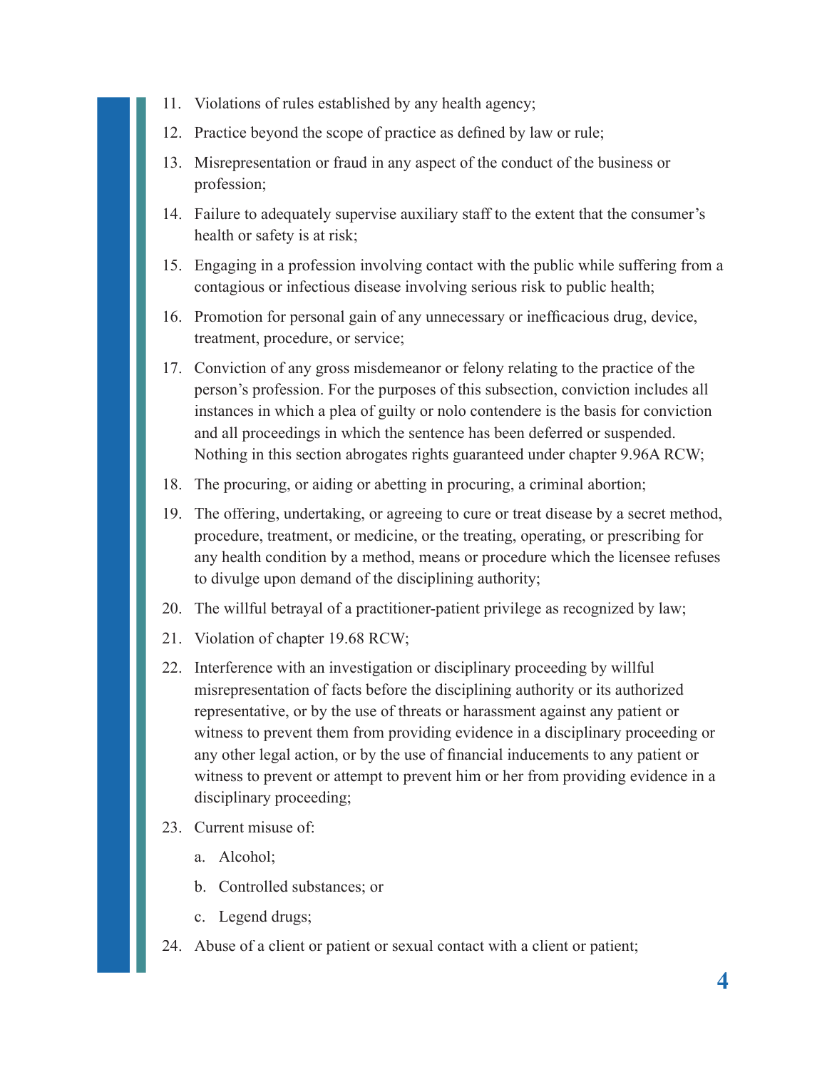11. Violations of rules established by any health agency;
12. Practice beyond the scope of practice as defined by law or rule;
13. Misrepresentation or fraud in any aspect of the conduct of the business or profession;
14. Failure to adequately supervise auxiliary staff to the extent that the consumer's health or safety is at risk;
15. Engaging in a profession involving contact with the public while suffering from a contagious or infectious disease involving serious risk to public health;
16. Promotion for personal gain of any unnecessary or inefficacious drug, device, treatment, procedure, or service;
17. Conviction of any gross misdemeanor or felony relating to the practice of the person's profession. For the purposes of this subsection, conviction includes all instances in which a plea of guilty or nolo contendere is the basis for conviction and all proceedings in which the sentence has been deferred or suspended. Nothing in this section abrogates rights guaranteed under chapter 9.96A RCW;
18. The procuring, or aiding or abetting in procuring, a criminal abortion;
19. The offering, undertaking, or agreeing to cure or treat disease by a secret method, procedure, treatment, or medicine, or the treating, operating, or prescribing for any health condition by a method, means or procedure which the licensee refuses to divulge upon demand of the disciplining authority;
20. The willful betrayal of a practitioner-patient privilege as recognized by law;
21. Violation of chapter 19.68 RCW;
22. Interference with an investigation or disciplinary proceeding by willful misrepresentation of facts before the disciplining authority or its authorized representative, or by the use of threats or harassment against any patient or witness to prevent them from providing evidence in a disciplinary proceeding or any other legal action, or by the use of financial inducements to any patient or witness to prevent or attempt to prevent him or her from providing evidence in a disciplinary proceeding;
23. Current misuse of:
    a. Alcohol;
    b. Controlled substances; or
    c. Legend drugs;
24. Abuse of a client or patient or sexual contact with a client or patient;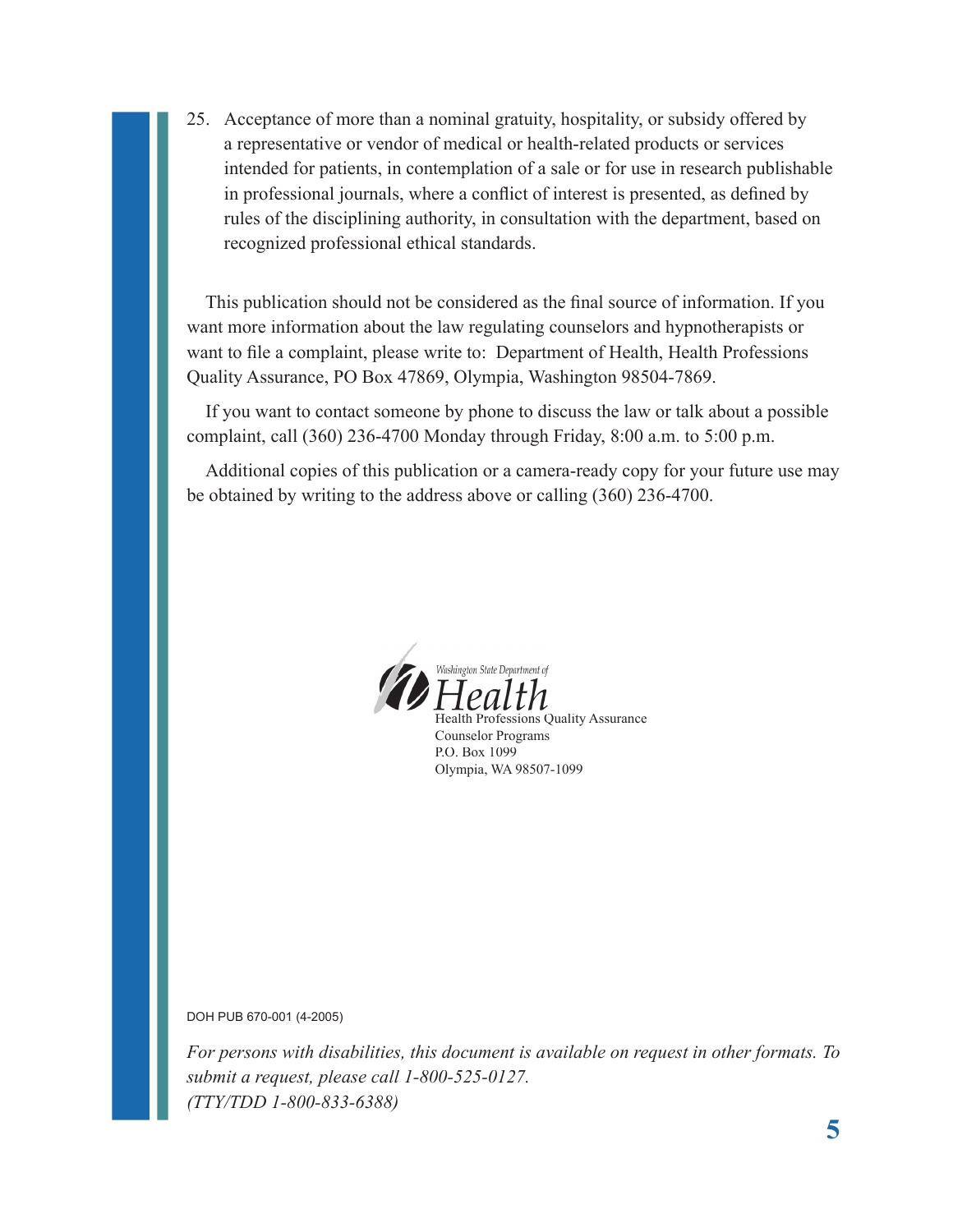25. Acceptance of more than a nominal gratuity, hospitality, or subsidy offered by a representative or vendor of medical or health-related products or services intended for patients, in contemplation of a sale or for use in research publishable in professional journals, where a conflict of interest is presented, as defined by rules of the disciplining authority, in consultation with the department, based on recognized professional ethical standards.

This publication should not be considered as the final source of information. If you want more information about the law regulating counselors and hypnotherapists or want to file a complaint, please write to: Department of Health, Health Professions Quality Assurance, PO Box 47869, Olympia, Washington 98504-7869.

If you want to contact someone by phone to discuss the law or talk about a possible complaint, call (360) 236-4700 Monday through Friday, 8:00 a.m. to 5:00 p.m.

Additional copies of this publication or a camera-ready copy for your future use may be obtained by writing to the address above or calling (360) 236-4700.

Washington State Department of
Health
Health Professions Quality Assurance
Counselor Programs
P.O. Box 1099
Olympia, WA 98507-1099

DOH PUB 670-001 (4-2005)

*For persons with disabilities, this document is available on request in other formats. To submit a request, please call 1-800-525-0127.*
*(TTY/TDD 1-800-833-6388)*